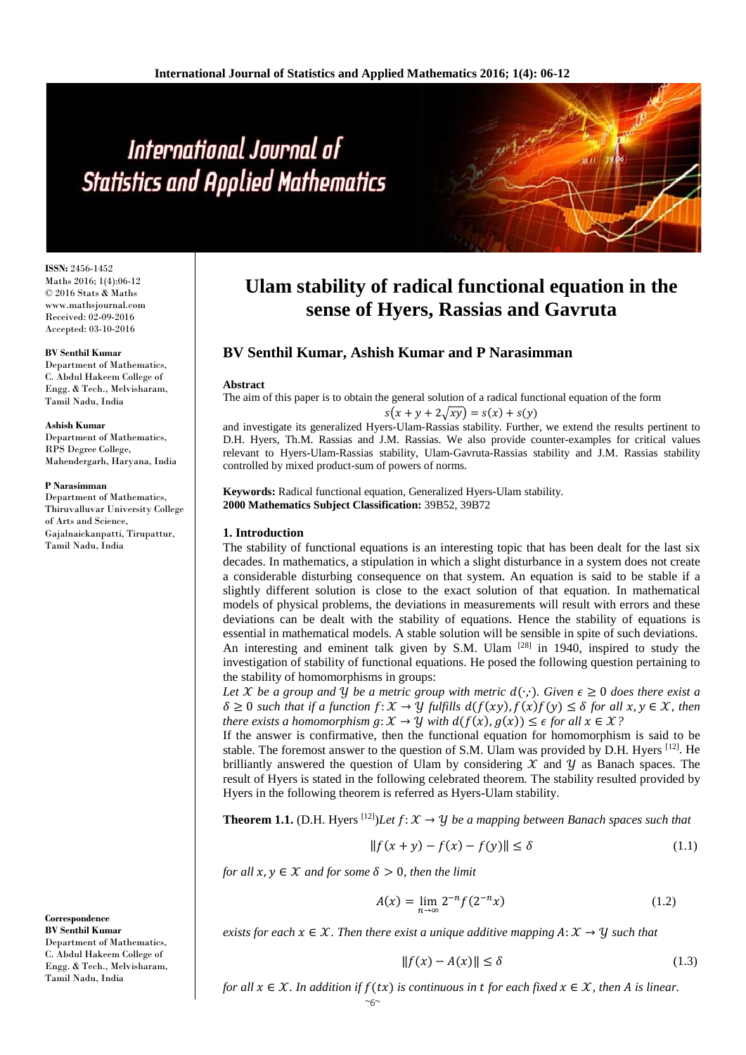# Ulam stability of radical functional equation in the sense of Hyers, Rassias and Gavruta

**BV Senthil Kumar, Ashish Kumar and P Narasimman**

**ISSN:** 2456-1452
Maths 2016; 1(4):06-12
© 2016 Stats & Maths
www.mathsjournal.com
Received: 02-09-2016
Accepted: 03-10-2016

**BV Senthil Kumar**
Department of Mathematics, C. Abdul Hakeem College of Engg. & Tech., Melvisharam, Tamil Nadu, India

**Ashish Kumar**
Department of Mathematics, RPS Degree College, Mahendergarh, Haryana, India

**P Narasimman**
Department of Mathematics, Thiruvalluvar University College of Arts and Science, Gajalnaickanpatti, Tirupattur, Tamil Nadu, India

**Correspondence**
**BV Senthil Kumar**
Department of Mathematics, C. Abdul Hakeem College of Engg. & Tech., Melvisharam, Tamil Nadu, India

**Abstract**

The aim of this paper is to obtain the general solution of a radical functional equation of the form

$$s\left(x+y+2\sqrt{xy}\right)=s(x)+s(y)$$

and investigate its generalized Hyers-Ulam-Rassias stability. Further, we extend the results pertinent to D.H. Hyers, Th.M. Rassias and J.M. Rassias. We also provide counter-examples for critical values relevant to Hyers-Ulam-Rassias stability, Ulam-Gavruta-Rassias stability and J.M. Rassias stability controlled by mixed product-sum of powers of norms.

**Keywords:** Radical functional equation, Generalized Hyers-Ulam stability.
**2000 Mathematics Subject Classification:** 39B52, 39B72

## 1. Introduction

The stability of functional equations is an interesting topic that has been dealt for the last six decades. In mathematics, a stipulation in which a slight disturbance in a system does not create a considerable disturbing consequence on that system. An equation is said to be stable if a slightly different solution is close to the exact solution of that equation. In mathematical models of physical problems, the deviations in measurements will result with errors and these deviations can be dealt with the stability of equations. Hence the stability of equations is essential in mathematical models. A stable solution will be sensible in spite of such deviations. An interesting and eminent talk given by S.M. Ulam [28] in 1940, inspired to study the investigation of stability of functional equations. He posed the following question pertaining to the stability of homomorphisms in groups:

*Let $\mathcal{X}$ be a group and $\mathcal{Y}$ be a metric group with metric $d(\cdot,\cdot)$. Given $\epsilon \geq 0$ does there exist a $\delta \geq 0$ such that if a function $f: \mathcal{X} \to \mathcal{Y}$ fulfills $d(f(xy), f(x)f(y) \leq \delta$ for all $x, y \in \mathcal{X}$, then there exists a homomorphism $g: \mathcal{X} \to \mathcal{Y}$ with $d(f(x), g(x)) \leq \epsilon$ for all $x \in \mathcal{X}$?*

If the answer is confirmative, then the functional equation for homomorphism is said to be stable. The foremost answer to the question of S.M. Ulam was provided by D.H. Hyers [12]. He brilliantly answered the question of Ulam by considering $\mathcal{X}$ and $\mathcal{Y}$ as Banach spaces. The result of Hyers is stated in the following celebrated theorem. The stability resulted provided by Hyers in the following theorem is referred as Hyers-Ulam stability.

**Theorem 1.1.** (D.H. Hyers [12])*Let $f: \mathcal{X} \to \mathcal{Y}$ be a mapping between Banach spaces such that*

$$\|f(x+y)-f(x)-f(y)\| \leq \delta \tag{1.1}$$

*for all $x, y \in \mathcal{X}$ and for some $\delta > 0$, then the limit*

$$A(x)=\lim_{n\to\infty} 2^{-n} f(2^{-n}x) \tag{1.2}$$

*exists for each $x \in \mathcal{X}$. Then there exist a unique additive mapping $A: \mathcal{X} \to \mathcal{Y}$ such that*

$$\|f(x)-A(x)\| \leq \delta \tag{1.3}$$

*for all $x \in \mathcal{X}$. In addition if $f(tx)$ is continuous in $t$ for each fixed $x \in \mathcal{X}$, then $A$ is linear.*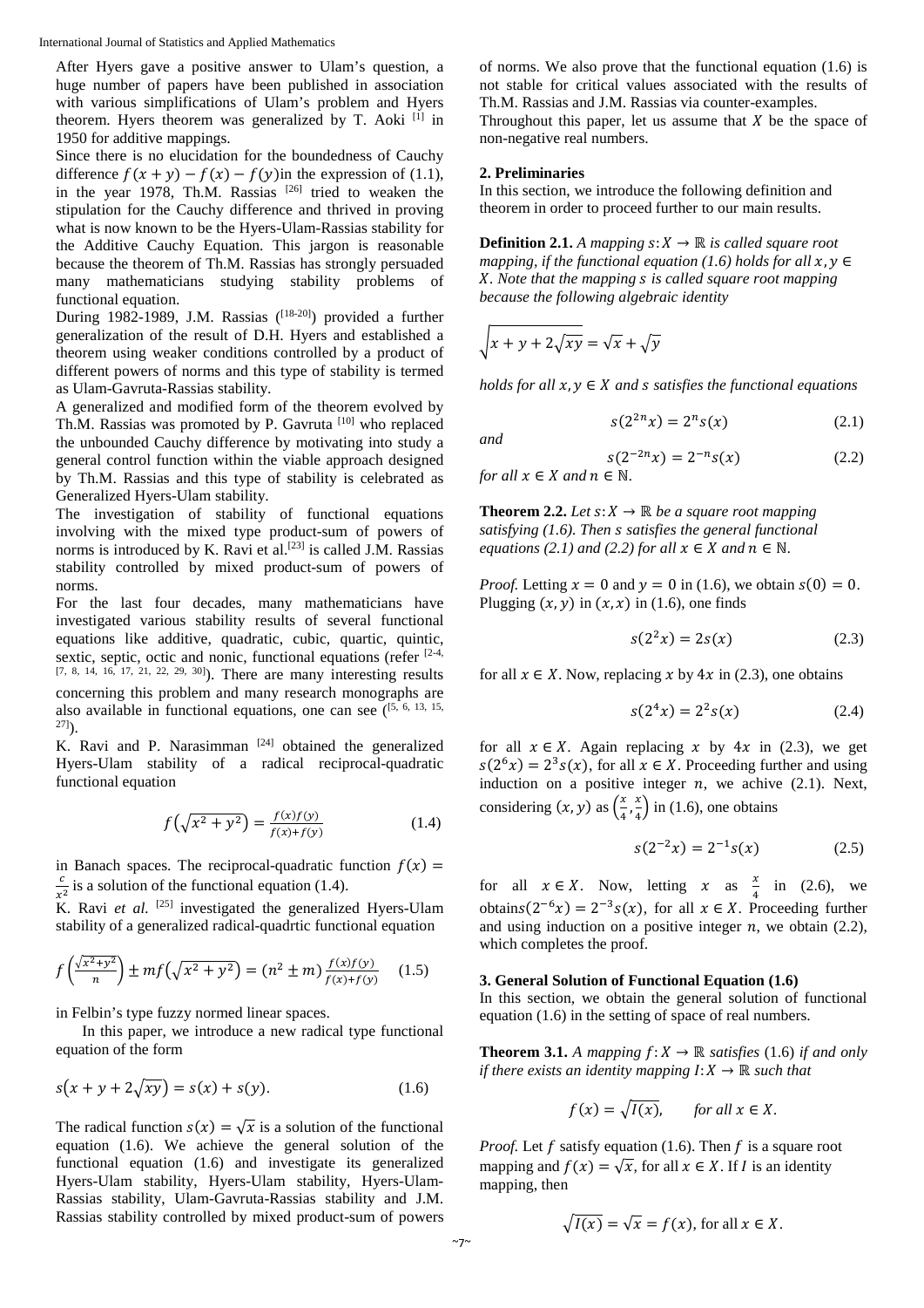After Hyers gave a positive answer to Ulam's question, a huge number of papers have been published in association with various simplifications of Ulam's problem and Hyers theorem. Hyers theorem was generalized by T. Aoki [1] in 1950 for additive mappings.

Since there is no elucidation for the boundedness of Cauchy difference $f(x+y)-f(x)-f(y)$in the expression of (1.1), in the year 1978, Th.M. Rassias [26] tried to weaken the stipulation for the Cauchy difference and thrived in proving what is now known to be the Hyers-Ulam-Rassias stability for the Additive Cauchy Equation. This jargon is reasonable because the theorem of Th.M. Rassias has strongly persuaded many mathematicians studying stability problems of functional equation.

During 1982-1989, J.M. Rassias ([18-20]) provided a further generalization of the result of D.H. Hyers and established a theorem using weaker conditions controlled by a product of different powers of norms and this type of stability is termed as Ulam-Gavruta-Rassias stability.

A generalized and modified form of the theorem evolved by Th.M. Rassias was promoted by P. Gavruta [10] who replaced the unbounded Cauchy difference by motivating into study a general control function within the viable approach designed by Th.M. Rassias and this type of stability is celebrated as Generalized Hyers-Ulam stability.

The investigation of stability of functional equations involving with the mixed type product-sum of powers of norms is introduced by K. Ravi et al.[23] is called J.M. Rassias stability controlled by mixed product-sum of powers of norms.

For the last four decades, many mathematicians have investigated various stability results of several functional equations like additive, quadratic, cubic, quartic, quintic, sextic, septic, octic and nonic, functional equations (refer [2-4, 7, 8, 14, 16, 17, 21, 22, 29, 30]). There are many interesting results concerning this problem and many research monographs are also available in functional equations, one can see ([5, 6, 13, 15, 27]).

K. Ravi and P. Narasimman [24] obtained the generalized Hyers-Ulam stability of a radical reciprocal-quadratic functional equation

$$f\left(\sqrt{x^2+y^2}\right)=\frac{f(x)f(y)}{f(x)+f(y)} \tag{1.4}$$

in Banach spaces. The reciprocal-quadratic function $f(x)=\frac{c}{x^2}$ is a solution of the functional equation (1.4).

K. Ravi *et al.* [25] investigated the generalized Hyers-Ulam stability of a generalized radical-quadrtic functional equation

$$f\left(\frac{\sqrt{x^2+y^2}}{n}\right)\pm mf\left(\sqrt{x^2+y^2}\right)=(n^2\pm m)\frac{f(x)f(y)}{f(x)+f(y)} \tag{1.5}$$

in Felbin's type fuzzy normed linear spaces.

In this paper, we introduce a new radical type functional equation of the form

$$s\left(x+y+2\sqrt{xy}\right)=s(x)+s(y). \tag{1.6}$$

The radical function $s(x)=\sqrt{x}$ is a solution of the functional equation (1.6). We achieve the general solution of the functional equation (1.6) and investigate its generalized Hyers-Ulam stability, Hyers-Ulam stability, Hyers-Ulam-Rassias stability, Ulam-Gavruta-Rassias stability and J.M. Rassias stability controlled by mixed product-sum of powers of norms. We also prove that the functional equation (1.6) is not stable for critical values associated with the results of Th.M. Rassias and J.M. Rassias via counter-examples.

Throughout this paper, let us assume that $X$ be the space of non-negative real numbers.

## 2. Preliminaries

In this section, we introduce the following definition and theorem in order to proceed further to our main results.

**Definition 2.1.** *A mapping $s: X\to\mathbb{R}$ is called square root mapping, if the functional equation (1.6) holds for all $x,y\in X$. Note that the mapping $s$ is called square root mapping because the following algebraic identity*

$$\sqrt{x+y+2\sqrt{xy}}=\sqrt{x}+\sqrt{y}$$

*holds for all $x,y\in X$ and $s$ satisfies the functional equations*

$$s(2^{2n}x)=2^n s(x) \tag{2.1}$$

*and*

$$s(2^{-2n}x)=2^{-n}s(x) \tag{2.2}$$

*for all $x\in X$ and $n\in\mathbb{N}$.*

**Theorem 2.2.** *Let $s: X\to\mathbb{R}$ be a square root mapping satisfying (1.6). Then $s$ satisfies the general functional equations (2.1) and (2.2) for all $x\in X$ and $n\in\mathbb{N}$.*

*Proof.* Letting $x=0$ and $y=0$ in (1.6), we obtain $s(0)=0$. Plugging $(x,y)$ in $(x,x)$ in (1.6), one finds

$$s(2^2x)=2s(x) \tag{2.3}$$

for all $x\in X$. Now, replacing $x$ by $4x$ in (2.3), one obtains

$$s(2^4x)=2^2s(x) \tag{2.4}$$

for all $x\in X$. Again replacing $x$ by $4x$ in (2.3), we get $s(2^6x)=2^3s(x)$, for all $x\in X$. Proceeding further and using induction on a positive integer $n$, we achive (2.1). Next, considering $(x,y)$ as $\left(\frac{x}{4},\frac{x}{4}\right)$ in (1.6), one obtains

$$s(2^{-2}x)=2^{-1}s(x) \tag{2.5}$$

for all $x\in X$. Now, letting $x$ as $\frac{x}{4}$ in (2.6), we obtain$s(2^{-6}x)=2^{-3}s(x)$, for all $x\in X$. Proceeding further and using induction on a positive integer $n$, we obtain (2.2), which completes the proof.

## 3. General Solution of Functional Equation (1.6)

In this section, we obtain the general solution of functional equation (1.6) in the setting of space of real numbers.

**Theorem 3.1.** *A mapping $f: X\to\mathbb{R}$ satisfies* (1.6) *if and only if there exists an identity mapping $I: X\to\mathbb{R}$ such that*

$$f(x)=\sqrt{I(x)},\qquad \textit{for all } x\in X.$$

*Proof.* Let $f$ satisfy equation (1.6). Then $f$ is a square root mapping and $f(x)=\sqrt{x}$, for all $x\in X$. If $I$ is an identity mapping, then

$$\sqrt{I(x)}=\sqrt{x}=f(x),\text{ for all } x\in X.$$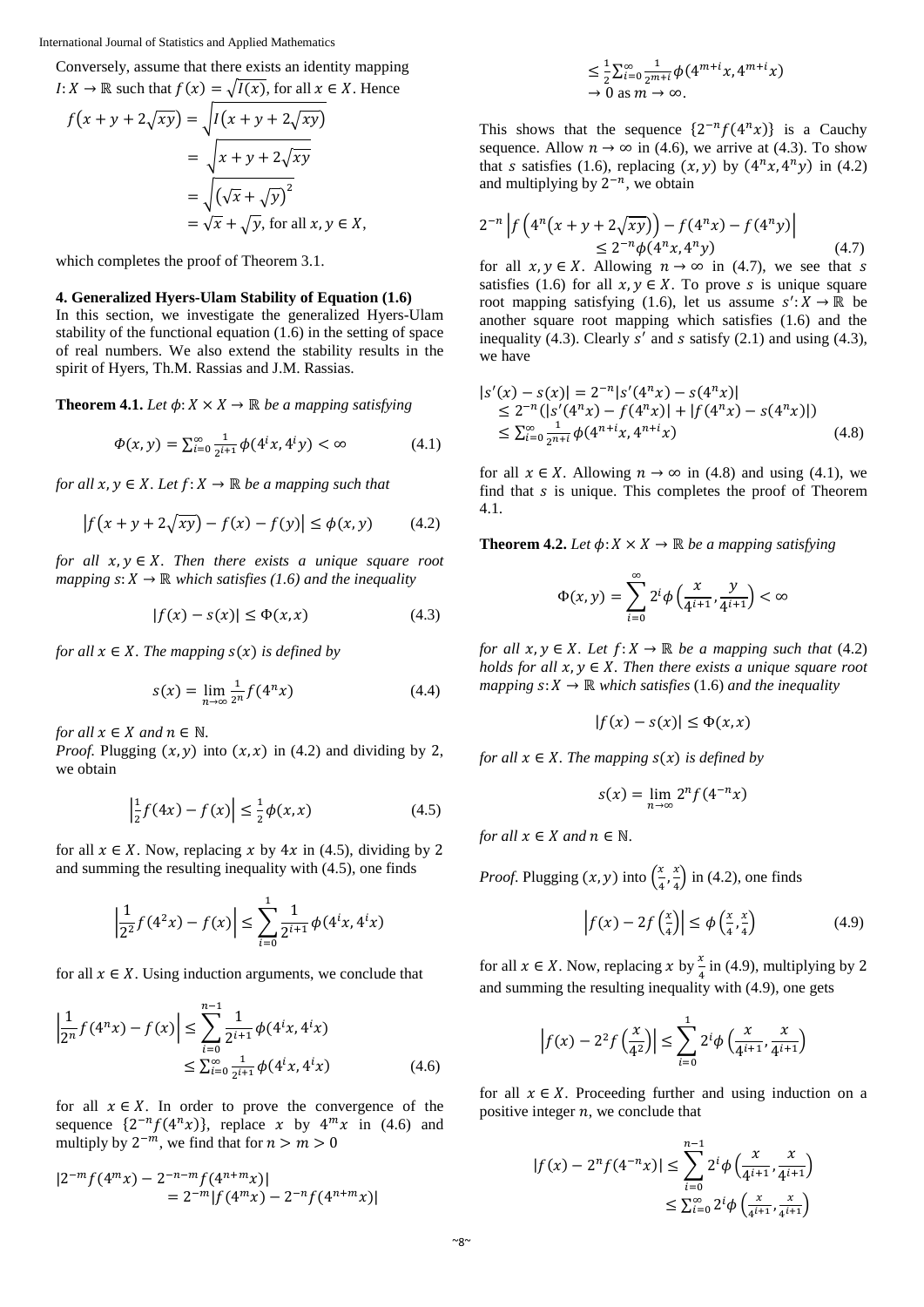Conversely, assume that there exists an identity mapping $I: X \to \mathbb{R}$ such that $f(x) = \sqrt{I(x)}$, for all $x \in X$. Hence

$$
\begin{aligned}
f\left(x+y+2\sqrt{xy}\right) &= \sqrt{I\left(x+y+2\sqrt{xy}\right)} \\
&= \sqrt{x+y+2\sqrt{xy}} \\
&= \sqrt{\left(\sqrt{x}+\sqrt{y}\right)^2} \\
&= \sqrt{x}+\sqrt{y}, \text{ for all } x, y \in X,
\end{aligned}
$$

which completes the proof of Theorem 3.1.

## 4. Generalized Hyers-Ulam Stability of Equation (1.6)

In this section, we investigate the generalized Hyers-Ulam stability of the functional equation (1.6) in the setting of space of real numbers. We also extend the stability results in the spirit of Hyers, Th.M. Rassias and J.M. Rassias.

**Theorem 4.1.** *Let $\phi: X \times X \to \mathbb{R}$ be a mapping satisfying*

$$\Phi(x,y) = \sum_{i=0}^{\infty} \frac{1}{2^{i+1}} \phi(4^i x, 4^i y) < \infty \tag{4.1}$$

*for all $x, y \in X$. Let $f: X \to \mathbb{R}$ be a mapping such that*

$$\left| f\left(x+y+2\sqrt{xy}\right) - f(x) - f(y) \right| \le \phi(x,y) \tag{4.2}$$

*for all $x, y \in X$. Then there exists a unique square root mapping $s: X \to \mathbb{R}$ which satisfies (1.6) and the inequality*

$$|f(x) - s(x)| \le \Phi(x,x) \tag{4.3}$$

*for all $x \in X$. The mapping $s(x)$ is defined by*

$$s(x) = \lim_{n\to\infty} \frac{1}{2^n} f(4^n x) \tag{4.4}$$

*for all $x \in X$ and $n \in \mathbb{N}$.*

*Proof.* Plugging $(x, y)$ into $(x, x)$ in (4.2) and dividing by 2, we obtain

$$\left| \frac{1}{2} f(4x) - f(x) \right| \le \frac{1}{2} \phi(x,x) \tag{4.5}$$

for all $x \in X$. Now, replacing $x$ by $4x$ in (4.5), dividing by 2 and summing the resulting inequality with (4.5), one finds

$$\left| \frac{1}{2^2} f(4^2 x) - f(x) \right| \le \sum_{i=0}^{1} \frac{1}{2^{i+1}} \phi(4^i x, 4^i x)$$

for all $x \in X$. Using induction arguments, we conclude that

$$
\begin{aligned}
\left| \frac{1}{2^n} f(4^n x) - f(x) \right| &\le \sum_{i=0}^{n-1} \frac{1}{2^{i+1}} \phi(4^i x, 4^i x) \\
&\le \textstyle\sum_{i=0}^{\infty} \frac{1}{2^{i+1}} \phi(4^i x, 4^i x)
\end{aligned} \tag{4.6}
$$

for all $x \in X$. In order to prove the convergence of the sequence $\{2^{-n} f(4^n x)\}$, replace $x$ by $4^m x$ in (4.6) and multiply by $2^{-m}$, we find that for $n > m > 0$

$$
\begin{aligned}
|2^{-m} f(4^m x) - 2^{-n-m} f(4^{n+m} x)| &= 2^{-m} |f(4^m x) - 2^{-n} f(4^{n+m} x)| \\
&\le \tfrac{1}{2} \textstyle\sum_{i=0}^{\infty} \frac{1}{2^{m+i}} \phi(4^{m+i} x, 4^{m+i} x) \\
&\to 0 \text{ as } m \to \infty.
\end{aligned}
$$

This shows that the sequence $\{2^{-n} f(4^n x)\}$ is a Cauchy sequence. Allow $n \to \infty$ in (4.6), we arrive at (4.3). To show that $s$ satisfies (1.6), replacing $(x, y)$ by $(4^n x, 4^n y)$ in (4.2) and multiplying by $2^{-n}$, we obtain

$$
\begin{aligned}
2^{-n} \left| f\left(4^n\left(x+y+2\sqrt{xy}\right)\right) - f(4^n x) - f(4^n y) \right| \\
\le 2^{-n} \phi(4^n x, 4^n y)
\end{aligned} \tag{4.7}
$$

for all $x, y \in X$. Allowing $n \to \infty$ in (4.7), we see that $s$ satisfies (1.6) for all $x, y \in X$. To prove $s$ is unique square root mapping satisfying (1.6), let us assume $s': X \to \mathbb{R}$ be another square root mapping which satisfies (1.6) and the inequality (4.3). Clearly $s'$ and $s$ satisfy (2.1) and using (4.3), we have

$$
\begin{aligned}
|s'(x) - s(x)| &= 2^{-n} |s'(4^n x) - s(4^n x)| \\
&\le 2^{-n} (|s'(4^n x) - f(4^n x)| + |f(4^n x) - s(4^n x)|) \\
&\le \textstyle\sum_{i=0}^{\infty} \frac{1}{2^{n+i}} \phi(4^{n+i} x, 4^{n+i} x)
\end{aligned} \tag{4.8}
$$

for all $x \in X$. Allowing $n \to \infty$ in (4.8) and using (4.1), we find that $s$ is unique. This completes the proof of Theorem 4.1.

**Theorem 4.2.** *Let $\phi: X \times X \to \mathbb{R}$ be a mapping satisfying*

$$\Phi(x,y) = \sum_{i=0}^{\infty} 2^i \phi\left(\frac{x}{4^{i+1}}, \frac{y}{4^{i+1}}\right) < \infty$$

*for all $x, y \in X$. Let $f: X \to \mathbb{R}$ be a mapping such that (4.2) holds for all $x, y \in X$. Then there exists a unique square root mapping $s: X \to \mathbb{R}$ which satisfies (1.6) and the inequality*

$$|f(x) - s(x)| \le \Phi(x,x)$$

*for all $x \in X$. The mapping $s(x)$ is defined by*

$$s(x) = \lim_{n\to\infty} 2^n f(4^{-n} x)$$

*for all $x \in X$ and $n \in \mathbb{N}$.*

*Proof.* Plugging $(x, y)$ into $\left(\frac{x}{4}, \frac{x}{4}\right)$ in (4.2), one finds

$$\left| f(x) - 2f\left(\frac{x}{4}\right) \right| \le \phi\left(\frac{x}{4}, \frac{x}{4}\right) \tag{4.9}$$

for all $x \in X$. Now, replacing $x$ by $\frac{x}{4}$ in (4.9), multiplying by 2 and summing the resulting inequality with (4.9), one gets

$$\left| f(x) - 2^2 f\left(\frac{x}{4^2}\right) \right| \le \sum_{i=0}^{1} 2^i \phi\left(\frac{x}{4^{i+1}}, \frac{x}{4^{i+1}}\right)$$

for all $x \in X$. Proceeding further and using induction on a positive integer $n$, we conclude that

$$
\begin{aligned}
|f(x) - 2^n f(4^{-n} x)| &\le \sum_{i=0}^{n-1} 2^i \phi\left(\frac{x}{4^{i+1}}, \frac{x}{4^{i+1}}\right) \\
&\le \textstyle\sum_{i=0}^{\infty} 2^i \phi\left(\frac{x}{4^{i+1}}, \frac{x}{4^{i+1}}\right)
\end{aligned}
$$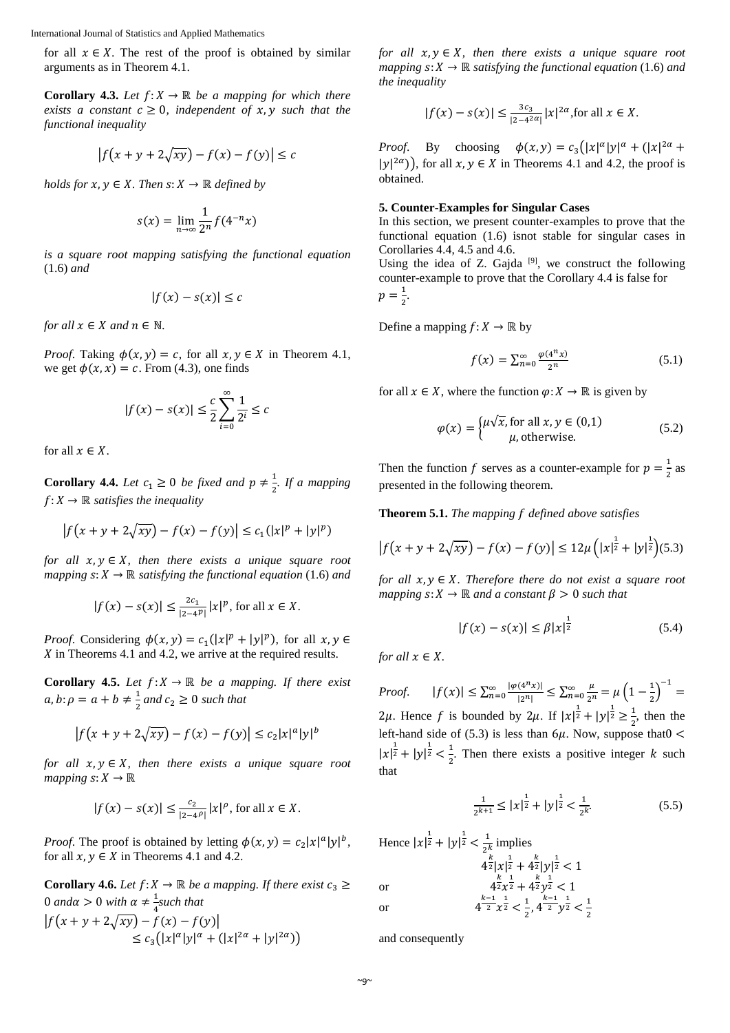for all $x \in X$. The rest of the proof is obtained by similar arguments as in Theorem 4.1.

**Corollary 4.3.** *Let $f: X \to \mathbb{R}$ be a mapping for which there exists a constant $c \geq 0$, independent of $x, y$ such that the functional inequality*

$$\left|f\left(x+y+2\sqrt{xy}\right)-f(x)-f(y)\right| \leq c$$

*holds for $x, y \in X$. Then $s: X \to \mathbb{R}$ defined by*

$$s(x)=\lim_{n\to\infty}\frac{1}{2^n}f(4^{-n}x)$$

*is a square root mapping satisfying the functional equation* (1.6) *and*

$$|f(x)-s(x)| \leq c$$

*for all $x \in X$ and $n \in \mathbb{N}$.*

*Proof.* Taking $\phi(x,y)=c$, for all $x, y \in X$ in Theorem 4.1, we get $\phi(x,x)=c$. From (4.3), one finds

$$|f(x)-s(x)| \leq \frac{c}{2}\sum_{i=0}^{\infty}\frac{1}{2^i} \leq c$$

for all $x \in X$.

**Corollary 4.4.** *Let $c_1 \geq 0$ be fixed and $p \neq \frac{1}{2}$. If a mapping $f: X \to \mathbb{R}$ satisfies the inequality*

$$\left|f\left(x+y+2\sqrt{xy}\right)-f(x)-f(y)\right| \leq c_1(|x|^p+|y|^p)$$

*for all $x, y \in X$, then there exists a unique square root mapping $s: X \to \mathbb{R}$ satisfying the functional equation* (1.6) *and*

$$|f(x)-s(x)| \leq \frac{2c_1}{|2-4^p|}|x|^p, \text{ for all } x \in X.$$

*Proof.* Considering $\phi(x,y)=c_1(|x|^p+|y|^p)$, for all $x, y \in X$ in Theorems 4.1 and 4.2, we arrive at the required results.

**Corollary 4.5.** *Let $f: X \to \mathbb{R}$ be a mapping. If there exist $a, b: \rho = a+b \neq \frac{1}{2}$ and $c_2 \geq 0$ such that*

$$\left|f\left(x+y+2\sqrt{xy}\right)-f(x)-f(y)\right| \leq c_2|x|^a|y|^b$$

*for all $x, y \in X$, then there exists a unique square root mapping $s: X \to \mathbb{R}$*

$$|f(x)-s(x)| \leq \frac{c_2}{|2-4^{\rho}|}|x|^{\rho}, \text{ for all } x \in X.$$

*Proof.* The proof is obtained by letting $\phi(x,y)=c_2|x|^a|y|^b$, for all $x, y \in X$ in Theorems 4.1 and 4.2.

**Corollary 4.6.** *Let $f: X \to \mathbb{R}$ be a mapping. If there exist $c_3 \geq 0$ and $\alpha > 0$ with $\alpha \neq \frac{1}{4}$ such that*

$$\left|f\left(x+y+2\sqrt{xy}\right)-f(x)-f(y)\right| \leq c_3\left(|x|^{\alpha}|y|^{\alpha}+(|x|^{2\alpha}+|y|^{2\alpha})\right)$$

*for all $x, y \in X$, then there exists a unique square root mapping $s: X \to \mathbb{R}$ satisfying the functional equation* (1.6) *and the inequality*

$$|f(x)-s(x)| \leq \frac{3c_3}{|2-4^{2\alpha}|}|x|^{2\alpha}, \text{for all } x \in X.$$

*Proof.* By choosing $\phi(x,y)=c_3\left(|x|^{\alpha}|y|^{\alpha}+(|x|^{2\alpha}+|y|^{2\alpha})\right)$, for all $x, y \in X$ in Theorems 4.1 and 4.2, the proof is obtained.

## 5. Counter-Examples for Singular Cases

In this section, we present counter-examples to prove that the functional equation (1.6) isnot stable for singular cases in Corollaries 4.4, 4.5 and 4.6.

Using the idea of Z. Gajda [9], we construct the following counter-example to prove that the Corollary 4.4 is false for $p=\frac{1}{2}$.

Define a mapping $f: X \to \mathbb{R}$ by

$$f(x)=\sum_{n=0}^{\infty}\frac{\varphi(4^n x)}{2^n} \tag{5.1}$$

for all $x \in X$, where the function $\varphi: X \to \mathbb{R}$ is given by

$$\varphi(x)=\begin{cases}\mu\sqrt{x}, \text{for all } x, y \in (0,1)\\ \mu, \text{otherwise.}\end{cases} \tag{5.2}$$

Then the function $f$ serves as a counter-example for $p=\frac{1}{2}$ as presented in the following theorem.

**Theorem 5.1.** *The mapping $f$ defined above satisfies*

$$\left|f\left(x+y+2\sqrt{xy}\right)-f(x)-f(y)\right| \leq 12\mu\left(|x|^{\frac{1}{2}}+|y|^{\frac{1}{2}}\right) \tag{5.3}$$

*for all $x, y \in X$. Therefore there do not exist a square root mapping $s: X \to \mathbb{R}$ and a constant $\beta > 0$ such that*

$$|f(x)-s(x)| \leq \beta|x|^{\frac{1}{2}} \tag{5.4}$$

*for all $x \in X$.*

*Proof.* $|f(x)| \leq \sum_{n=0}^{\infty}\frac{|\varphi(4^n x)|}{|2^n|} \leq \sum_{n=0}^{\infty}\frac{\mu}{2^n}=\mu\left(1-\frac{1}{2}\right)^{-1}=2\mu$. Hence $f$ is bounded by $2\mu$. If $|x|^{\frac{1}{2}}+|y|^{\frac{1}{2}} \geq \frac{1}{2}$, then the left-hand side of (5.3) is less than $6\mu$. Now, suppose that$0 < |x|^{\frac{1}{2}}+|y|^{\frac{1}{2}} < \frac{1}{2}$. Then there exists a positive integer $k$ such that

$$\frac{1}{2^{k+1}} \leq |x|^{\frac{1}{2}}+|y|^{\frac{1}{2}} < \frac{1}{2^k}. \tag{5.5}$$

Hence $|x|^{\frac{1}{2}}+|y|^{\frac{1}{2}} < \frac{1}{2^k}$ implies

$$4^{\frac{k}{2}}|x|^{\frac{1}{2}}+4^{\frac{k}{2}}|y|^{\frac{1}{2}} < 1$$

or

$$4^{\frac{k}{2}}x^{\frac{1}{2}}+4^{\frac{k}{2}}y^{\frac{1}{2}} < 1$$

or

$$4^{\frac{k-1}{2}}x^{\frac{1}{2}} < \frac{1}{2}, 4^{\frac{k-1}{2}}y^{\frac{1}{2}} < \frac{1}{2}$$

and consequently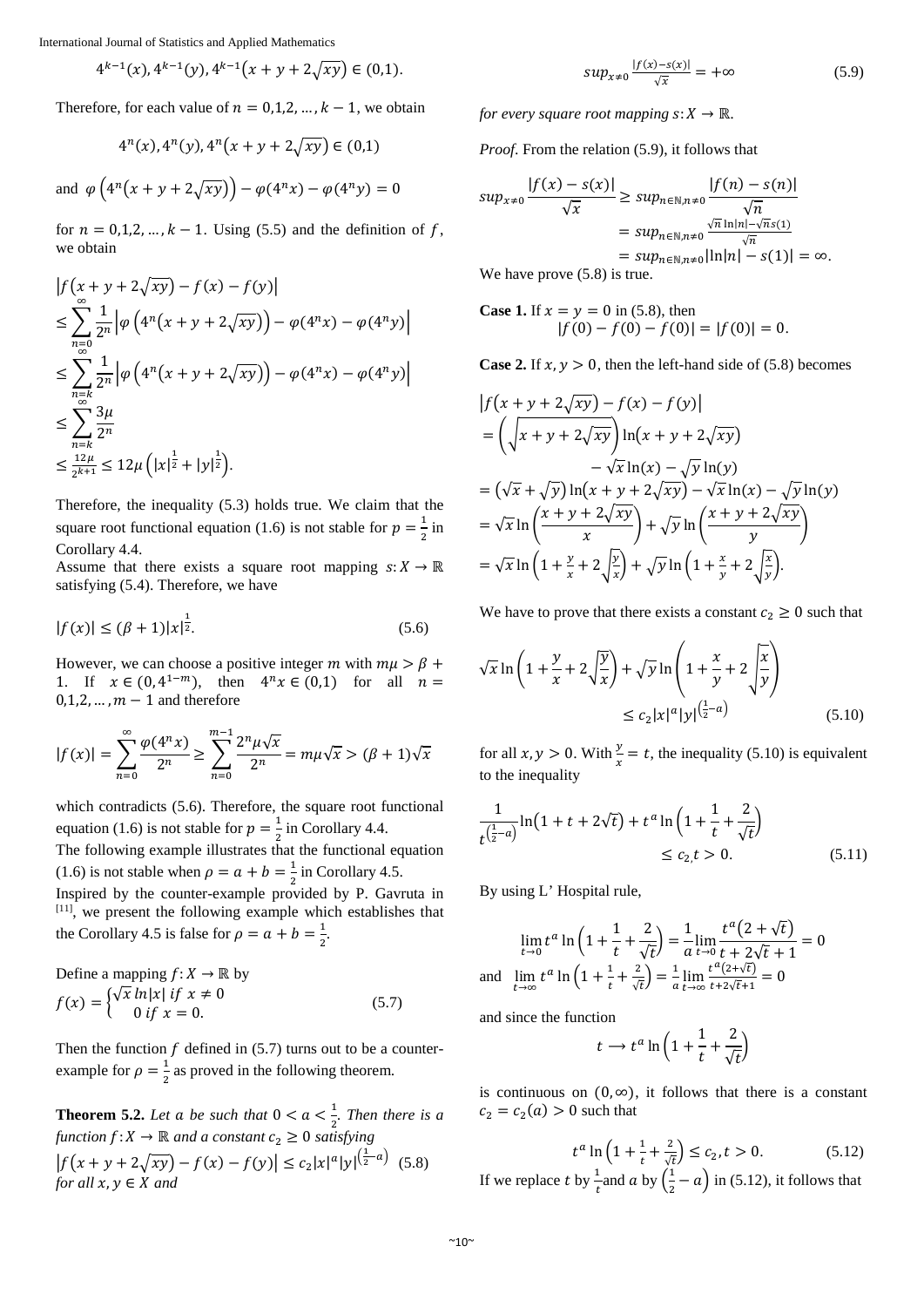$$4^{k-1}(x), 4^{k-1}(y), 4^{k-1}\left(x+y+2\sqrt{xy}\right) \in (0,1).$$

Therefore, for each value of $n = 0,1,2,\dots,k-1$, we obtain

$$4^n(x), 4^n(y), 4^n\left(x+y+2\sqrt{xy}\right) \in (0,1)$$

and $\varphi\left(4^n\left(x+y+2\sqrt{xy}\right)\right) - \varphi(4^n x) - \varphi(4^n y) = 0$

for $n = 0,1,2,\dots,k-1$. Using (5.5) and the definition of $f$, we obtain

$$\begin{aligned}
&\left|f\left(x+y+2\sqrt{xy}\right) - f(x) - f(y)\right| \\
&\le \sum_{n=0}^{\infty} \frac{1}{2^n}\left|\varphi\left(4^n\left(x+y+2\sqrt{xy}\right)\right) - \varphi(4^n x) - \varphi(4^n y)\right| \\
&\le \sum_{n=k}^{\infty} \frac{1}{2^n}\left|\varphi\left(4^n\left(x+y+2\sqrt{xy}\right)\right) - \varphi(4^n x) - \varphi(4^n y)\right| \\
&\le \sum_{n=k}^{\infty} \frac{3\mu}{2^n} \\
&\le \frac{12\mu}{2^{k+1}} \le 12\mu\left(|x|^{\frac{1}{2}} + |y|^{\frac{1}{2}}\right).
\end{aligned}$$

Therefore, the inequality (5.3) holds true. We claim that the square root functional equation (1.6) is not stable for $p = \frac{1}{2}$ in Corollary 4.4.

Assume that there exists a square root mapping $s: X \to \mathbb{R}$ satisfying (5.4). Therefore, we have

$$|f(x)| \le (\beta+1)|x|^{\frac{1}{2}}. \tag{5.6}$$

However, we can choose a positive integer $m$ with $m\mu > \beta + 1$. If $x \in (0, 4^{1-m})$, then $4^n x \in (0,1)$ for all $n = 0,1,2,\dots,m-1$ and therefore

$$|f(x)| = \sum_{n=0}^{\infty} \frac{\varphi(4^n x)}{2^n} \ge \sum_{n=0}^{m-1} \frac{2^n \mu\sqrt{x}}{2^n} = m\mu\sqrt{x} > (\beta+1)\sqrt{x}$$

which contradicts (5.6). Therefore, the square root functional equation (1.6) is not stable for $p = \frac{1}{2}$ in Corollary 4.4.

The following example illustrates that the functional equation (1.6) is not stable when $\rho = a + b = \frac{1}{2}$ in Corollary 4.5.

Inspired by the counter-example provided by P. Gavruta in [11], we present the following example which establishes that the Corollary 4.5 is false for $\rho = a + b = \frac{1}{2}$.

Define a mapping $f: X \to \mathbb{R}$ by

$$f(x) = \begin{cases} \sqrt{x}\,\ln|x| & \text{if } x \neq 0 \\ 0 & \text{if } x = 0. \end{cases} \tag{5.7}$$

Then the function $f$ defined in (5.7) turns out to be a counter-example for $\rho = \frac{1}{2}$ as proved in the following theorem.

**Theorem 5.2.** *Let $a$ be such that $0 < a < \frac{1}{2}$. Then there is a function $f: X \to \mathbb{R}$ and a constant $c_2 \ge 0$ satisfying*

$$\left|f\left(x+y+2\sqrt{xy}\right) - f(x) - f(y)\right| \le c_2|x|^a|y|^{\left(\frac{1}{2}-a\right)} \tag{5.8}$$

*for all $x, y \in X$ and*

$$\sup_{x\neq 0} \frac{|f(x) - s(x)|}{\sqrt{x}} = +\infty \tag{5.9}$$

*for every square root mapping $s: X \to \mathbb{R}$.*

*Proof.* From the relation (5.9), it follows that

$$\begin{aligned}
\sup_{x\neq 0} \frac{|f(x) - s(x)|}{\sqrt{x}} &\ge \sup_{n\in\mathbb{N}, n\neq 0} \frac{|f(n) - s(n)|}{\sqrt{n}} \\
&= \sup_{n\in\mathbb{N}, n\neq 0} \frac{\sqrt{n}\ln|n| - \sqrt{n}s(1)}{\sqrt{n}} \\
&= \sup_{n\in\mathbb{N}, n\neq 0} |\ln|n| - s(1)| = \infty.
\end{aligned}$$

We have prove (5.8) is true.

**Case 1.** If $x = y = 0$ in (5.8), then

$$|f(0) - f(0) - f(0)| = |f(0)| = 0.$$

**Case 2.** If $x, y > 0$, then the left-hand side of (5.8) becomes

$$\begin{aligned}
&\left|f\left(x+y+2\sqrt{xy}\right) - f(x) - f(y)\right| \\
&= \left(\sqrt{x+y+2\sqrt{xy}}\right)\ln\left(x+y+2\sqrt{xy}\right) - \sqrt{x}\ln(x) - \sqrt{y}\ln(y) \\
&= \left(\sqrt{x}+\sqrt{y}\right)\ln\left(x+y+2\sqrt{xy}\right) - \sqrt{x}\ln(x) - \sqrt{y}\ln(y) \\
&= \sqrt{x}\ln\left(\frac{x+y+2\sqrt{xy}}{x}\right) + \sqrt{y}\ln\left(\frac{x+y+2\sqrt{xy}}{y}\right) \\
&= \sqrt{x}\ln\left(1+\frac{y}{x}+2\sqrt{\frac{y}{x}}\right) + \sqrt{y}\ln\left(1+\frac{x}{y}+2\sqrt{\frac{x}{y}}\right).
\end{aligned}$$

We have to prove that there exists a constant $c_2 \ge 0$ such that

$$\sqrt{x}\ln\left(1+\frac{y}{x}+2\sqrt{\frac{y}{x}}\right) + \sqrt{y}\ln\left(1+\frac{x}{y}+2\sqrt{\frac{x}{y}}\right) \le c_2|x|^a|y|^{\left(\frac{1}{2}-a\right)} \tag{5.10}$$

for all $x, y > 0$. With $\frac{y}{x} = t$, the inequality (5.10) is equivalent to the inequality

$$\frac{1}{t^{\left(\frac{1}{2}-a\right)}}\ln\left(1+t+2\sqrt{t}\right) + t^a\ln\left(1+\frac{1}{t}+\frac{2}{\sqrt{t}}\right) \le c_2, t > 0. \tag{5.11}$$

By using L' Hospital rule,

$$\lim_{t\to 0} t^a\ln\left(1+\frac{1}{t}+\frac{2}{\sqrt{t}}\right) = \frac{1}{a}\lim_{t\to 0}\frac{t^a\left(2+\sqrt{t}\right)}{t+2\sqrt{t}+1} = 0$$

and $\displaystyle\lim_{t\to\infty} t^a\ln\left(1+\frac{1}{t}+\frac{2}{\sqrt{t}}\right) = \frac{1}{a}\lim_{t\to\infty}\frac{t^a\left(2+\sqrt{t}\right)}{t+2\sqrt{t}+1} = 0$

and since the function

$$t \longrightarrow t^a\ln\left(1+\frac{1}{t}+\frac{2}{\sqrt{t}}\right)$$

is continuous on $(0,\infty)$, it follows that there is a constant $c_2 = c_2(a) > 0$ such that

$$t^a\ln\left(1+\frac{1}{t}+\frac{2}{\sqrt{t}}\right) \le c_2, t > 0. \tag{5.12}$$

If we replace $t$ by $\frac{1}{t}$ and $a$ by $\left(\frac{1}{2}-a\right)$ in (5.12), it follows that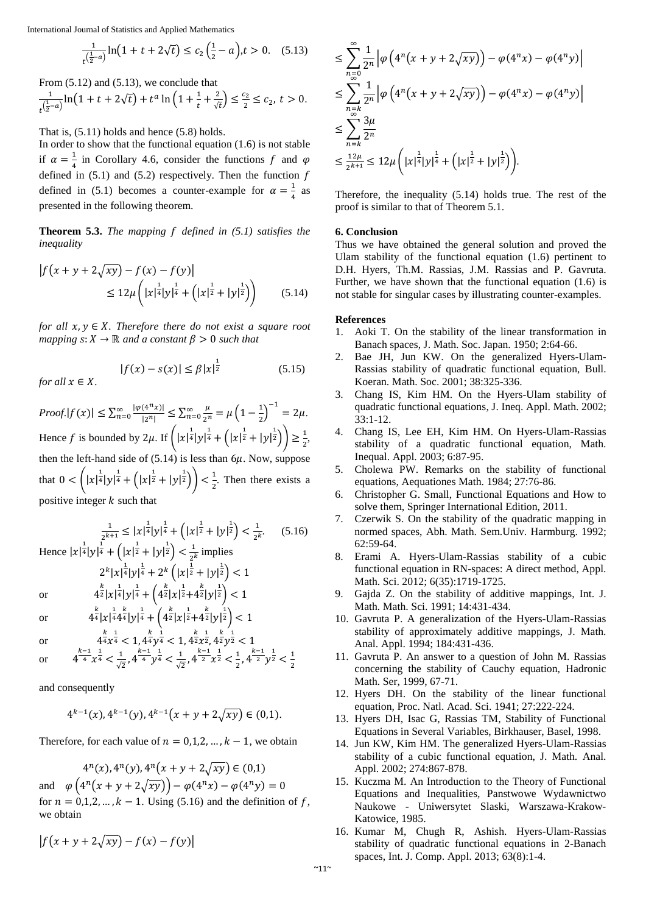$$\frac{1}{t^{\left(\frac{1}{2}-a\right)}}\ln\left(1+t+2\sqrt{t}\right) \leq c_2\left(\frac{1}{2}-a\right), t>0. \quad (5.13)$$

From (5.12) and (5.13), we conclude that

$$\frac{1}{t^{\left(\frac{1}{2}-a\right)}}\ln\left(1+t+2\sqrt{t}\right)+t^a\ln\left(1+\frac{1}{t}+\frac{2}{\sqrt{t}}\right) \leq \frac{c_2}{2} \leq c_2,\ t>0.$$

That is, (5.11) holds and hence (5.8) holds.

In order to show that the functional equation (1.6) is not stable if $\alpha = \frac{1}{4}$ in Corollary 4.6, consider the functions $f$ and $\varphi$ defined in (5.1) and (5.2) respectively. Then the function $f$ defined in (5.1) becomes a counter-example for $\alpha = \frac{1}{4}$ as presented in the following theorem.

**Theorem 5.3.** *The mapping $f$ defined in (5.1) satisfies the inequality*

$$\left|f\left(x+y+2\sqrt{xy}\right)-f(x)-f(y)\right| \leq 12\mu\left(|x|^{\frac{1}{4}}|y|^{\frac{1}{4}}+\left(|x|^{\frac{1}{2}}+|y|^{\frac{1}{2}}\right)\right) \quad (5.14)$$

*for all $x, y \in X$. Therefore there do not exist a square root mapping $s: X \to \mathbb{R}$ and a constant $\beta > 0$ such that*

$$|f(x)-s(x)| \leq \beta|x|^{\frac{1}{2}} \quad (5.15)$$

*for all $x \in X$.*

*Proof.* $|f(x)| \leq \sum_{n=0}^{\infty}\frac{|\varphi(4^n x)|}{|2^n|} \leq \sum_{n=0}^{\infty}\frac{\mu}{2^n} = \mu\left(1-\frac{1}{2}\right)^{-1} = 2\mu.$ Hence $f$ is bounded by $2\mu$. If $\left(|x|^{\frac{1}{4}}|y|^{\frac{1}{4}}+\left(|x|^{\frac{1}{2}}+|y|^{\frac{1}{2}}\right)\right) \geq \frac{1}{2}$, then the left-hand side of (5.14) is less than $6\mu$. Now, suppose that $0 < \left(|x|^{\frac{1}{4}}|y|^{\frac{1}{4}}+\left(|x|^{\frac{1}{2}}+|y|^{\frac{1}{2}}\right)\right) < \frac{1}{2}$. Then there exists a positive integer $k$ such that

$$\frac{1}{2^{k+1}} \leq |x|^{\frac{1}{4}}|y|^{\frac{1}{4}}+\left(|x|^{\frac{1}{2}}+|y|^{\frac{1}{2}}\right) < \frac{1}{2^k}. \quad (5.16)$$

Hence $|x|^{\frac{1}{4}}|y|^{\frac{1}{4}}+\left(|x|^{\frac{1}{2}}+|y|^{\frac{1}{2}}\right) < \frac{1}{2^k}$ implies

$$2^k|x|^{\frac{1}{4}}|y|^{\frac{1}{4}}+2^k\left(|x|^{\frac{1}{2}}+|y|^{\frac{1}{2}}\right) < 1$$

or
$$4^{\frac{k}{2}}|x|^{\frac{1}{4}}|y|^{\frac{1}{4}}+\left(4^{\frac{k}{2}}|x|^{\frac{1}{2}}+4^{\frac{k}{2}}|y|^{\frac{1}{2}}\right) < 1$$

or
$$4^{\frac{k}{4}}|x|^{\frac{1}{4}}4^{\frac{k}{4}}|y|^{\frac{1}{4}}+\left(4^{\frac{k}{2}}|x|^{\frac{1}{2}}+4^{\frac{k}{2}}|y|^{\frac{1}{2}}\right) < 1$$

or
$$4^{\frac{k}{4}}x^{\frac{1}{4}} < 1, 4^{\frac{k}{4}}y^{\frac{1}{4}} < 1, 4^{\frac{k}{2}}x^{\frac{1}{2}}, 4^{\frac{k}{2}}y^{\frac{1}{2}} < 1$$

or
$$4^{\frac{k-1}{4}}x^{\frac{1}{4}} < \frac{1}{\sqrt{2}}, 4^{\frac{k-1}{4}}y^{\frac{1}{4}} < \frac{1}{\sqrt{2}}, 4^{\frac{k-1}{2}}x^{\frac{1}{2}} < \frac{1}{2}, 4^{\frac{k-1}{2}}y^{\frac{1}{2}} < \frac{1}{2}$$

and consequently

$$4^{k-1}(x), 4^{k-1}(y), 4^{k-1}\left(x+y+2\sqrt{xy}\right) \in (0,1).$$

Therefore, for each value of $n = 0,1,2,\dots,k-1$, we obtain

$$4^n(x), 4^n(y), 4^n\left(x+y+2\sqrt{xy}\right) \in (0,1)$$

and $\varphi\left(4^n\left(x+y+2\sqrt{xy}\right)\right)-\varphi(4^n x)-\varphi(4^n y) = 0$ for $n = 0,1,2,\dots,k-1$. Using (5.16) and the definition of $f$, we obtain

$$\begin{aligned}
&\left|f\left(x+y+2\sqrt{xy}\right)-f(x)-f(y)\right| \\
&\leq \sum_{n=0}^{\infty}\frac{1}{2^n}\left|\varphi\left(4^n\left(x+y+2\sqrt{xy}\right)\right)-\varphi(4^n x)-\varphi(4^n y)\right| \\
&\leq \sum_{n=k}^{\infty}\frac{1}{2^n}\left|\varphi\left(4^n\left(x+y+2\sqrt{xy}\right)\right)-\varphi(4^n x)-\varphi(4^n y)\right| \\
&\leq \sum_{n=k}^{\infty}\frac{3\mu}{2^n} \\
&\leq \frac{12\mu}{2^{k+1}} \leq 12\mu\left(|x|^{\frac{1}{4}}|y|^{\frac{1}{4}}+\left(|x|^{\frac{1}{2}}+|y|^{\frac{1}{2}}\right)\right).
\end{aligned}$$

Therefore, the inequality (5.14) holds true. The rest of the proof is similar to that of Theorem 5.1.

## 6. Conclusion

Thus we have obtained the general solution and proved the Ulam stability of the functional equation (1.6) pertinent to D.H. Hyers, Th.M. Rassias, J.M. Rassias and P. Gavruta. Further, we have shown that the functional equation (1.6) is not stable for singular cases by illustrating counter-examples.

## References

1. Aoki T. On the stability of the linear transformation in Banach spaces, J. Math. Soc. Japan. 1950; 2:64-66.
2. Bae JH, Jun KW. On the generalized Hyers-Ulam-Rassias stability of quadratic functional equation, Bull. Koeran. Math. Soc. 2001; 38:325-336.
3. Chang IS, Kim HM. On the Hyers-Ulam stability of quadratic functional equations, J. Ineq. Appl. Math. 2002; 33:1-12.
4. Chang IS, Lee EH, Kim HM. On Hyers-Ulam-Rassias stability of a quadratic functional equation, Math. Inequal. Appl. 2003; 6:87-95.
5. Cholewa PW. Remarks on the stability of functional equations, Aequationes Math. 1984; 27:76-86.
6. Christopher G. Small, Functional Equations and How to solve them, Springer International Edition, 2011.
7. Czerwik S. On the stability of the quadratic mapping in normed spaces, Abh. Math. Sem.Univ. Harmburg. 1992; 62:59-64.
8. Erami A. Hyers-Ulam-Rassias stability of a cubic functional equation in RN-spaces: A direct method, Appl. Math. Sci. 2012; 6(35):1719-1725.
9. Gajda Z. On the stability of additive mappings, Int. J. Math. Math. Sci. 1991; 14:431-434.
10. Gavruta P. A generalization of the Hyers-Ulam-Rassias stability of approximately additive mappings, J. Math. Anal. Appl. 1994; 184:431-436.
11. Gavruta P. An answer to a question of John M. Rassias concerning the stability of Cauchy equation, Hadronic Math. Ser, 1999, 67-71.
12. Hyers DH. On the stability of the linear functional equation, Proc. Natl. Acad. Sci. 1941; 27:222-224.
13. Hyers DH, Isac G, Rassias TM, Stability of Functional Equations in Several Variables, Birkhauser, Basel, 1998.
14. Jun KW, Kim HM. The generalized Hyers-Ulam-Rassias stability of a cubic functional equation, J. Math. Anal. Appl. 2002; 274:867-878.
15. Kuczma M. An Introduction to the Theory of Functional Equations and Inequalities, Panstwowe Wydawnictwo Naukowe - Uniwersytet Slaski, Warszawa-Krakow-Katowice, 1985.
16. Kumar M, Chugh R, Ashish. Hyers-Ulam-Rassias stability of quadratic functional equations in 2-Banach spaces, Int. J. Comp. Appl. 2013; 63(8):1-4.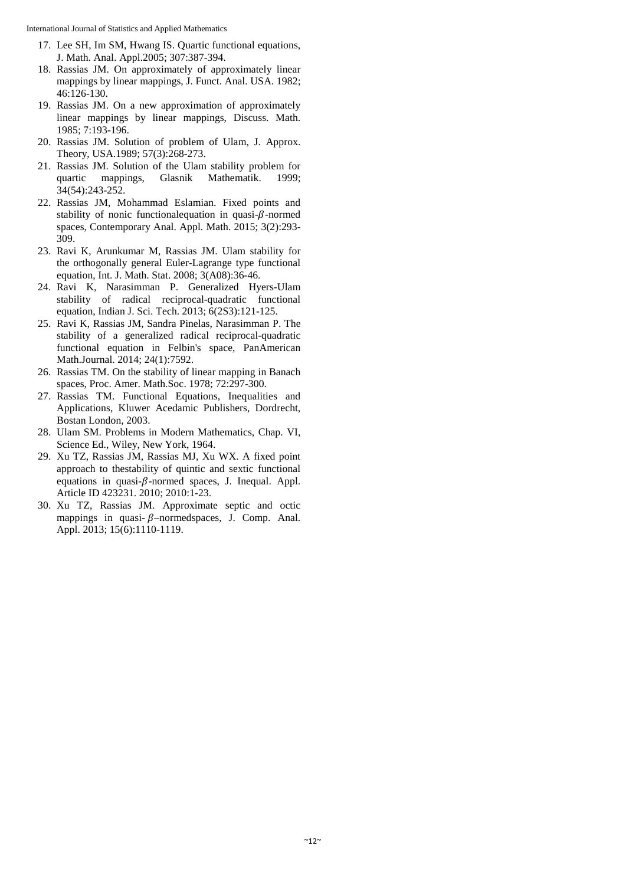17. Lee SH, Im SM, Hwang IS. Quartic functional equations, J. Math. Anal. Appl.2005; 307:387-394.
18. Rassias JM. On approximately of approximately linear mappings by linear mappings, J. Funct. Anal. USA. 1982; 46:126-130.
19. Rassias JM. On a new approximation of approximately linear mappings by linear mappings, Discuss. Math. 1985; 7:193-196.
20. Rassias JM. Solution of problem of Ulam, J. Approx. Theory, USA.1989; 57(3):268-273.
21. Rassias JM. Solution of the Ulam stability problem for quartic mappings, Glasnik Mathematik. 1999; 34(54):243-252.
22. Rassias JM, Mohammad Eslamian. Fixed points and stability of nonic functionalequation in quasi-$\beta$-normed spaces, Contemporary Anal. Appl. Math. 2015; 3(2):293-309.
23. Ravi K, Arunkumar M, Rassias JM. Ulam stability for the orthogonally general Euler-Lagrange type functional equation, Int. J. Math. Stat. 2008; 3(A08):36-46.
24. Ravi K, Narasimman P. Generalized Hyers-Ulam stability of radical reciprocal-quadratic functional equation, Indian J. Sci. Tech. 2013; 6(2S3):121-125.
25. Ravi K, Rassias JM, Sandra Pinelas, Narasimman P. The stability of a generalized radical reciprocal-quadratic functional equation in Felbin's space, PanAmerican Math.Journal. 2014; 24(1):7592.
26. Rassias TM. On the stability of linear mapping in Banach spaces, Proc. Amer. Math.Soc. 1978; 72:297-300.
27. Rassias TM. Functional Equations, Inequalities and Applications, Kluwer Acedamic Publishers, Dordrecht, Bostan London, 2003.
28. Ulam SM. Problems in Modern Mathematics, Chap. VI, Science Ed., Wiley, New York, 1964.
29. Xu TZ, Rassias JM, Rassias MJ, Xu WX. A fixed point approach to thestability of quintic and sextic functional equations in quasi-$\beta$-normed spaces, J. Inequal. Appl. Article ID 423231. 2010; 2010:1-23.
30. Xu TZ, Rassias JM. Approximate septic and octic mappings in quasi-$\beta$–normedspaces, J. Comp. Anal. Appl. 2013; 15(6):1110-1119.